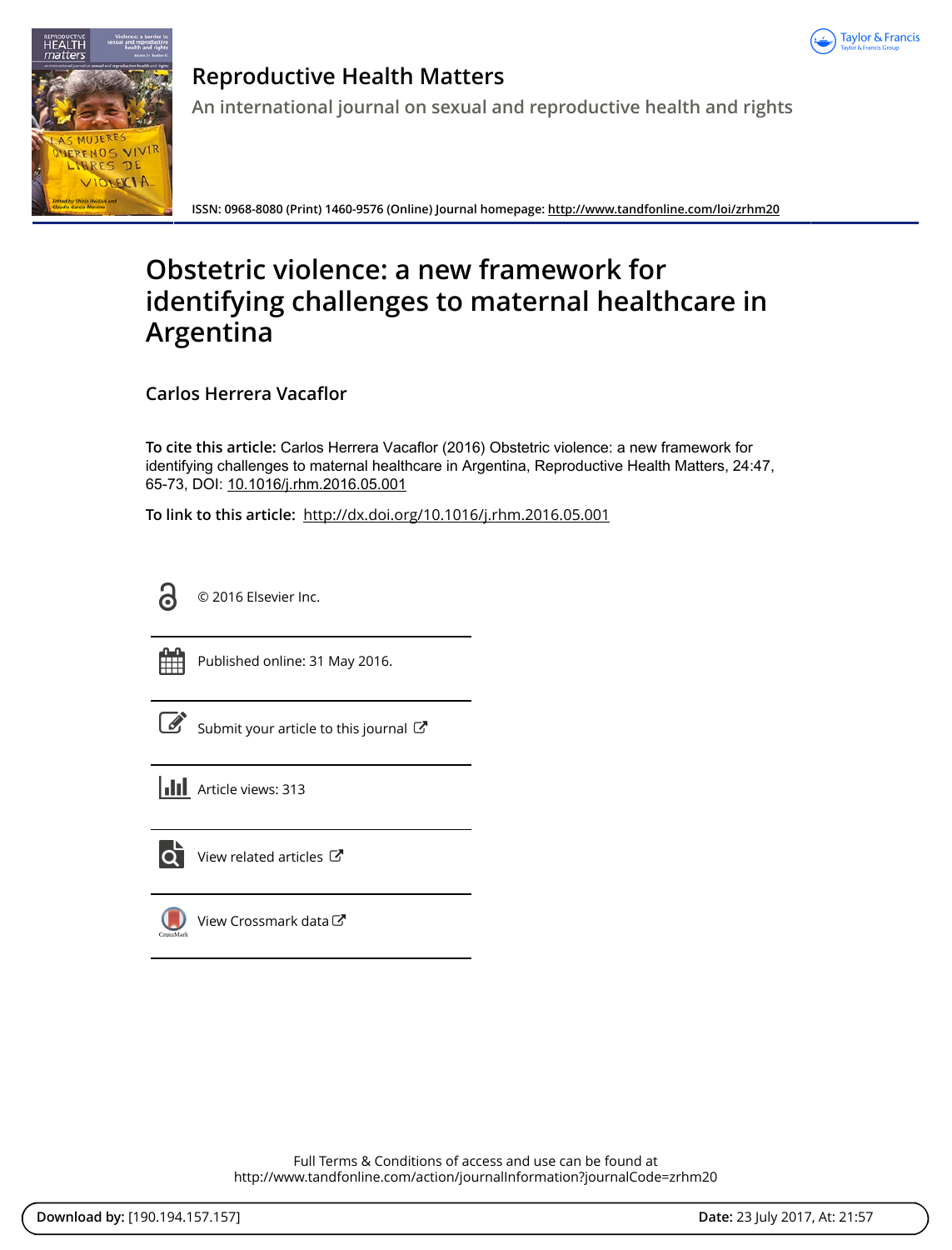# Reproductive Health Matters

An international journal on sexual and reproductive health and rights

ISSN: 0968-8080 (Print) 1460-9576 (Online) Journal homepage: http://www.tandfonline.com/loi/zrhm20

# Obstetric violence: a new framework for identifying challenges to maternal healthcare in Argentina

**Carlos Herrera Vacaflor**

**To cite this article:** Carlos Herrera Vacaflor (2016) Obstetric violence: a new framework for identifying challenges to maternal healthcare in Argentina, Reproductive Health Matters, 24:47, 65-73, DOI: 10.1016/j.rhm.2016.05.001

**To link to this article:** http://dx.doi.org/10.1016/j.rhm.2016.05.001

© 2016 Elsevier Inc.

Published online: 31 May 2016.

Submit your article to this journal

Article views: 313

View related articles

View Crossmark data

Full Terms & Conditions of access and use can be found at
http://www.tandfonline.com/action/journalInformation?journalCode=zrhm20

**Download by:** [190.194.157.157] **Date:** 23 July 2017, At: 21:57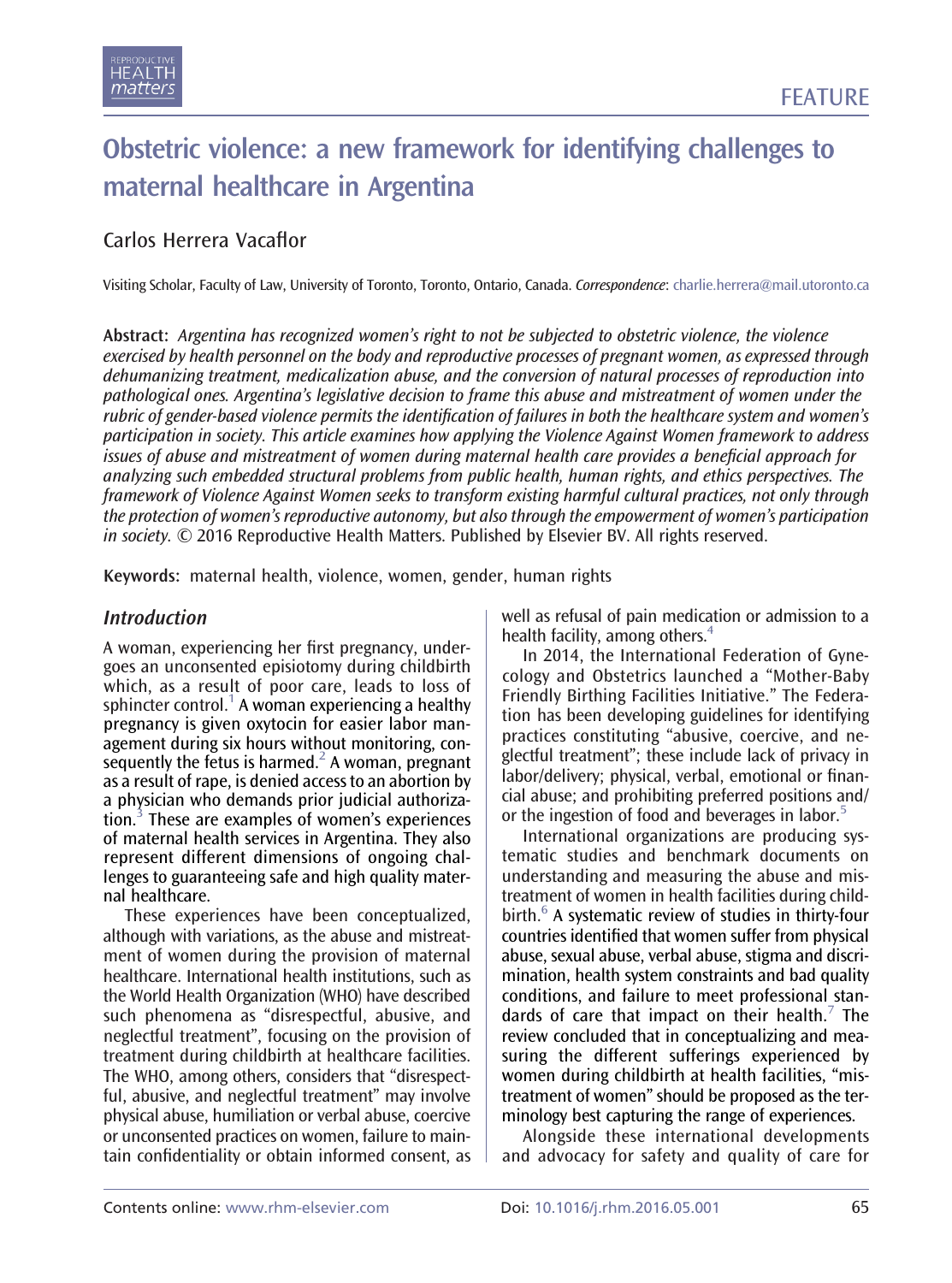# Obstetric violence: a new framework for identifying challenges to maternal healthcare in Argentina

Carlos Herrera Vacaflor

Visiting Scholar, Faculty of Law, University of Toronto, Toronto, Ontario, Canada. *Correspondence*: charlie.herrera@mail.utoronto.ca

**Abstract:** *Argentina has recognized women's right to not be subjected to obstetric violence, the violence exercised by health personnel on the body and reproductive processes of pregnant women, as expressed through dehumanizing treatment, medicalization abuse, and the conversion of natural processes of reproduction into pathological ones. Argentina's legislative decision to frame this abuse and mistreatment of women under the rubric of gender-based violence permits the identification of failures in both the healthcare system and women's participation in society. This article examines how applying the Violence Against Women framework to address issues of abuse and mistreatment of women during maternal health care provides a beneficial approach for analyzing such embedded structural problems from public health, human rights, and ethics perspectives. The framework of Violence Against Women seeks to transform existing harmful cultural practices, not only through the protection of women's reproductive autonomy, but also through the empowerment of women's participation in society.* © 2016 Reproductive Health Matters. Published by Elsevier BV. All rights reserved.

**Keywords:** maternal health, violence, women, gender, human rights

## *Introduction*

A woman, experiencing her first pregnancy, undergoes an unconsented episiotomy during childbirth which, as a result of poor care, leads to loss of sphincter control.[1] A woman experiencing a healthy pregnancy is given oxytocin for easier labor management during six hours without monitoring, consequently the fetus is harmed.[2] A woman, pregnant as a result of rape, is denied access to an abortion by a physician who demands prior judicial authorization.[3] These are examples of women's experiences of maternal health services in Argentina. They also represent different dimensions of ongoing challenges to guaranteeing safe and high quality maternal healthcare.

These experiences have been conceptualized, although with variations, as the abuse and mistreatment of women during the provision of maternal healthcare. International health institutions, such as the World Health Organization (WHO) have described such phenomena as "disrespectful, abusive, and neglectful treatment", focusing on the provision of treatment during childbirth at healthcare facilities. The WHO, among others, considers that "disrespectful, abusive, and neglectful treatment" may involve physical abuse, humiliation or verbal abuse, coercive or unconsented practices on women, failure to maintain confidentiality or obtain informed consent, as well as refusal of pain medication or admission to a health facility, among others.[4]

In 2014, the International Federation of Gynecology and Obstetrics launched a "Mother-Baby Friendly Birthing Facilities Initiative." The Federation has been developing guidelines for identifying practices constituting "abusive, coercive, and neglectful treatment"; these include lack of privacy in labor/delivery; physical, verbal, emotional or financial abuse; and prohibiting preferred positions and/or the ingestion of food and beverages in labor.[5]

International organizations are producing systematic studies and benchmark documents on understanding and measuring the abuse and mistreatment of women in health facilities during childbirth.[6] A systematic review of studies in thirty-four countries identified that women suffer from physical abuse, sexual abuse, verbal abuse, stigma and discrimination, health system constraints and bad quality conditions, and failure to meet professional standards of care that impact on their health.[7] The review concluded that in conceptualizing and measuring the different sufferings experienced by women during childbirth at health facilities, "mistreatment of women" should be proposed as the terminology best capturing the range of experiences.

Alongside these international developments and advocacy for safety and quality of care for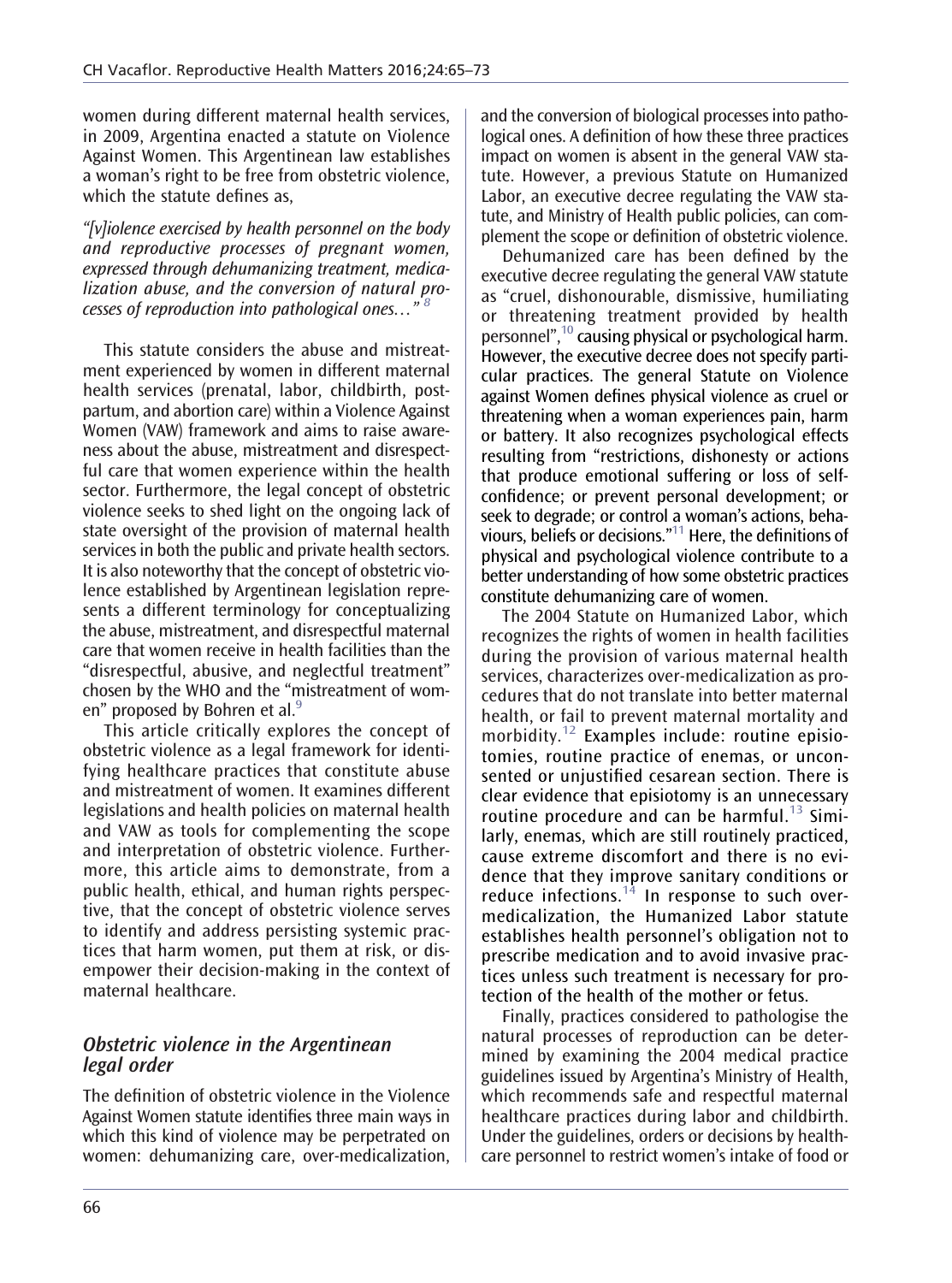women during different maternal health services, in 2009, Argentina enacted a statute on Violence Against Women. This Argentinean law establishes a woman's right to be free from obstetric violence, which the statute defines as,

*"[v]iolence exercised by health personnel on the body and reproductive processes of pregnant women, expressed through dehumanizing treatment, medicalization abuse, and the conversion of natural processes of reproduction into pathological ones…"* [8]

This statute considers the abuse and mistreatment experienced by women in different maternal health services (prenatal, labor, childbirth, postpartum, and abortion care) within a Violence Against Women (VAW) framework and aims to raise awareness about the abuse, mistreatment and disrespectful care that women experience within the health sector. Furthermore, the legal concept of obstetric violence seeks to shed light on the ongoing lack of state oversight of the provision of maternal health services in both the public and private health sectors. It is also noteworthy that the concept of obstetric violence established by Argentinean legislation represents a different terminology for conceptualizing the abuse, mistreatment, and disrespectful maternal care that women receive in health facilities than the "disrespectful, abusive, and neglectful treatment" chosen by the WHO and the "mistreatment of women" proposed by Bohren et al.[9]

This article critically explores the concept of obstetric violence as a legal framework for identifying healthcare practices that constitute abuse and mistreatment of women. It examines different legislations and health policies on maternal health and VAW as tools for complementing the scope and interpretation of obstetric violence. Furthermore, this article aims to demonstrate, from a public health, ethical, and human rights perspective, that the concept of obstetric violence serves to identify and address persisting systemic practices that harm women, put them at risk, or disempower their decision-making in the context of maternal healthcare.

## Obstetric violence in the Argentinean legal order

The definition of obstetric violence in the Violence Against Women statute identifies three main ways in which this kind of violence may be perpetrated on women: dehumanizing care, over-medicalization, and the conversion of biological processes into pathological ones. A definition of how these three practices impact on women is absent in the general VAW statute. However, a previous Statute on Humanized Labor, an executive decree regulating the VAW statute, and Ministry of Health public policies, can complement the scope or definition of obstetric violence.

Dehumanized care has been defined by the executive decree regulating the general VAW statute as "cruel, dishonourable, dismissive, humiliating or threatening treatment provided by health personnel",[10] causing physical or psychological harm. However, the executive decree does not specify particular practices. The general Statute on Violence against Women defines physical violence as cruel or threatening when a woman experiences pain, harm or battery. It also recognizes psychological effects resulting from "restrictions, dishonesty or actions that produce emotional suffering or loss of self-confidence; or prevent personal development; or seek to degrade; or control a woman's actions, behaviours, beliefs or decisions."[11] Here, the definitions of physical and psychological violence contribute to a better understanding of how some obstetric practices constitute dehumanizing care of women.

The 2004 Statute on Humanized Labor, which recognizes the rights of women in health facilities during the provision of various maternal health services, characterizes over-medicalization as procedures that do not translate into better maternal health, or fail to prevent maternal mortality and morbidity.[12] Examples include: routine episiotomies, routine practice of enemas, or unconsented or unjustified cesarean section. There is clear evidence that episiotomy is an unnecessary routine procedure and can be harmful.[13] Similarly, enemas, which are still routinely practiced, cause extreme discomfort and there is no evidence that they improve sanitary conditions or reduce infections.[14] In response to such over-medicalization, the Humanized Labor statute establishes health personnel's obligation not to prescribe medication and to avoid invasive practices unless such treatment is necessary for protection of the health of the mother or fetus.

Finally, practices considered to pathologise the natural processes of reproduction can be determined by examining the 2004 medical practice guidelines issued by Argentina's Ministry of Health, which recommends safe and respectful maternal healthcare practices during labor and childbirth. Under the guidelines, orders or decisions by healthcare personnel to restrict women's intake of food or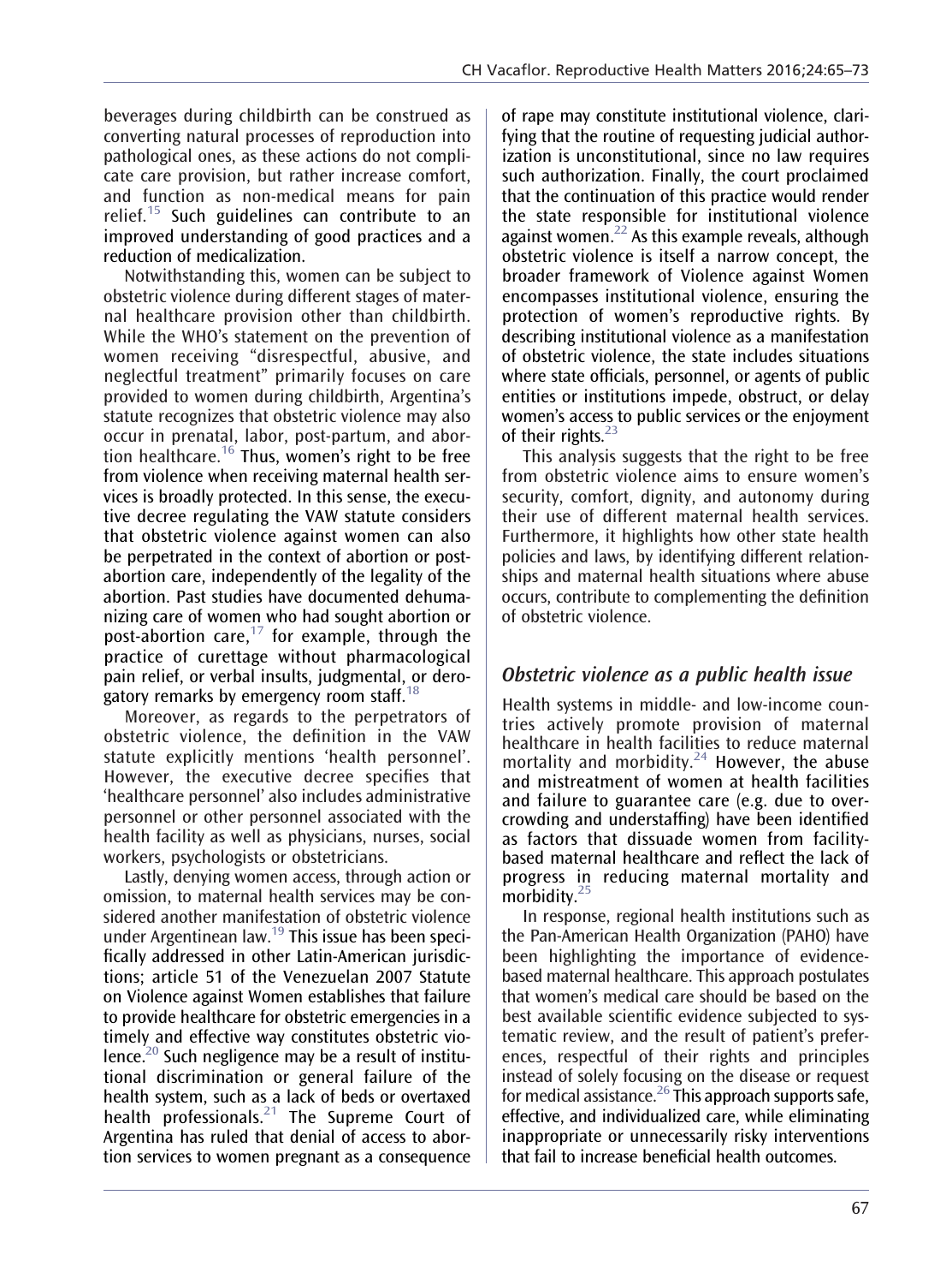beverages during childbirth can be construed as converting natural processes of reproduction into pathological ones, as these actions do not complicate care provision, but rather increase comfort, and function as non-medical means for pain relief.[15] Such guidelines can contribute to an improved understanding of good practices and a reduction of medicalization.

Notwithstanding this, women can be subject to obstetric violence during different stages of maternal healthcare provision other than childbirth. While the WHO's statement on the prevention of women receiving "disrespectful, abusive, and neglectful treatment" primarily focuses on care provided to women during childbirth, Argentina's statute recognizes that obstetric violence may also occur in prenatal, labor, post-partum, and abortion healthcare.[16] Thus, women's right to be free from violence when receiving maternal health services is broadly protected. In this sense, the executive decree regulating the VAW statute considers that obstetric violence against women can also be perpetrated in the context of abortion or post-abortion care, independently of the legality of the abortion. Past studies have documented dehumanizing care of women who had sought abortion or post-abortion care,[17] for example, through the practice of curettage without pharmacological pain relief, or verbal insults, judgmental, or derogatory remarks by emergency room staff.[18]

Moreover, as regards to the perpetrators of obstetric violence, the definition in the VAW statute explicitly mentions 'health personnel'. However, the executive decree specifies that 'healthcare personnel' also includes administrative personnel or other personnel associated with the health facility as well as physicians, nurses, social workers, psychologists or obstetricians.

Lastly, denying women access, through action or omission, to maternal health services may be considered another manifestation of obstetric violence under Argentinean law.[19] This issue has been specifically addressed in other Latin-American jurisdictions; article 51 of the Venezuelan 2007 Statute on Violence against Women establishes that failure to provide healthcare for obstetric emergencies in a timely and effective way constitutes obstetric violence.[20] Such negligence may be a result of institutional discrimination or general failure of the health system, such as a lack of beds or overtaxed health professionals.[21] The Supreme Court of Argentina has ruled that denial of access to abortion services to women pregnant as a consequence of rape may constitute institutional violence, clarifying that the routine of requesting judicial authorization is unconstitutional, since no law requires such authorization. Finally, the court proclaimed that the continuation of this practice would render the state responsible for institutional violence against women.[22] As this example reveals, although obstetric violence is itself a narrow concept, the broader framework of Violence against Women encompasses institutional violence, ensuring the protection of women's reproductive rights. By describing institutional violence as a manifestation of obstetric violence, the state includes situations where state officials, personnel, or agents of public entities or institutions impede, obstruct, or delay women's access to public services or the enjoyment of their rights.[23]

This analysis suggests that the right to be free from obstetric violence aims to ensure women's security, comfort, dignity, and autonomy during their use of different maternal health services. Furthermore, it highlights how other state health policies and laws, by identifying different relationships and maternal health situations where abuse occurs, contribute to complementing the definition of obstetric violence.

## *Obstetric violence as a public health issue*

Health systems in middle- and low-income countries actively promote provision of maternal healthcare in health facilities to reduce maternal mortality and morbidity.[24] However, the abuse and mistreatment of women at health facilities and failure to guarantee care (e.g. due to overcrowding and understaffing) have been identified as factors that dissuade women from facility-based maternal healthcare and reflect the lack of progress in reducing maternal mortality and morbidity.[25]

In response, regional health institutions such as the Pan-American Health Organization (PAHO) have been highlighting the importance of evidence-based maternal healthcare. This approach postulates that women's medical care should be based on the best available scientific evidence subjected to systematic review, and the result of patient's preferences, respectful of their rights and principles instead of solely focusing on the disease or request for medical assistance.[26] This approach supports safe, effective, and individualized care, while eliminating inappropriate or unnecessarily risky interventions that fail to increase beneficial health outcomes.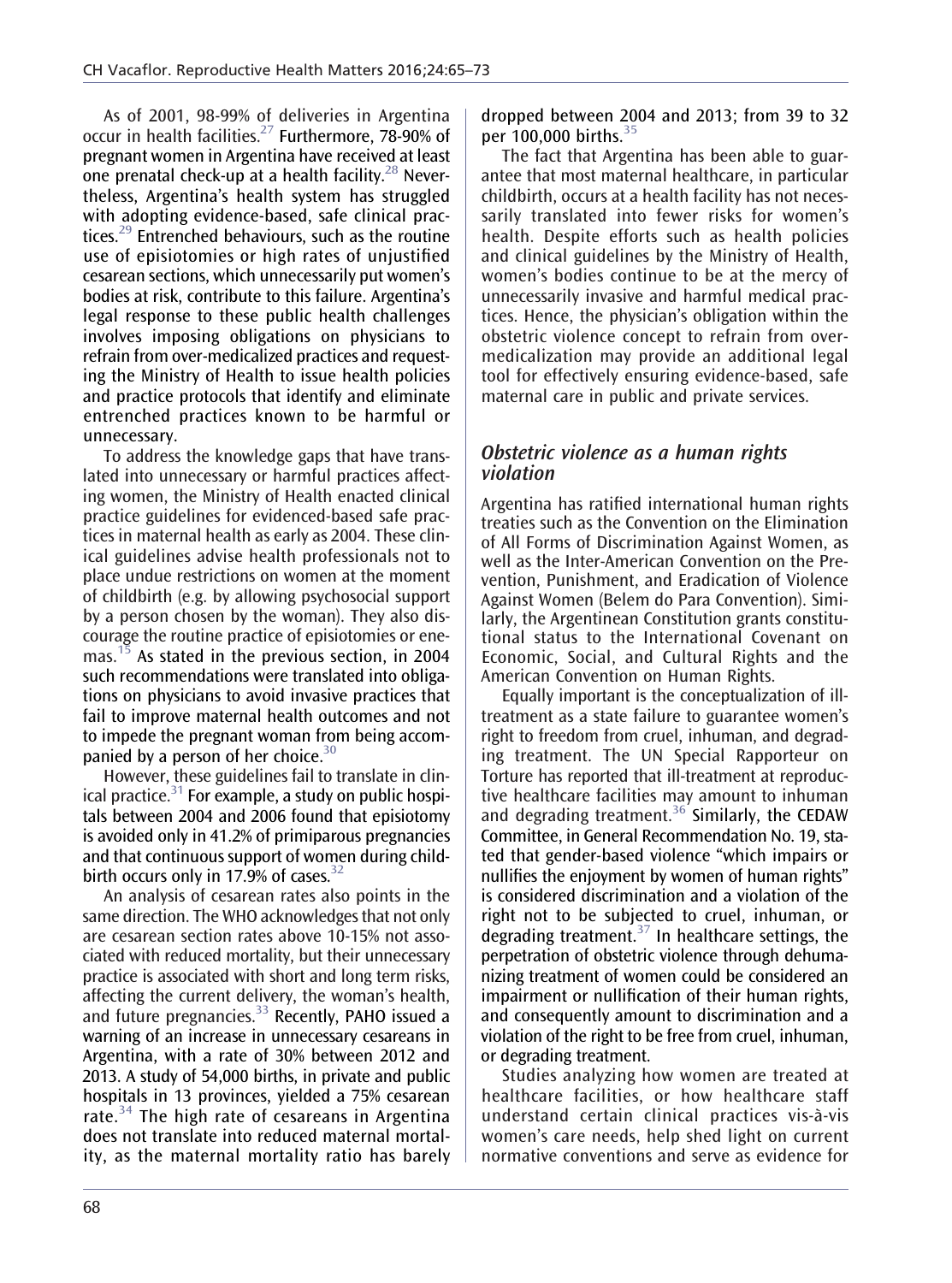As of 2001, 98-99% of deliveries in Argentina occur in health facilities.[27] Furthermore, 78-90% of pregnant women in Argentina have received at least one prenatal check-up at a health facility.[28] Nevertheless, Argentina's health system has struggled with adopting evidence-based, safe clinical practices.[29] Entrenched behaviours, such as the routine use of episiotomies or high rates of unjustified cesarean sections, which unnecessarily put women's bodies at risk, contribute to this failure. Argentina's legal response to these public health challenges involves imposing obligations on physicians to refrain from over-medicalized practices and requesting the Ministry of Health to issue health policies and practice protocols that identify and eliminate entrenched practices known to be harmful or unnecessary.

To address the knowledge gaps that have translated into unnecessary or harmful practices affecting women, the Ministry of Health enacted clinical practice guidelines for evidenced-based safe practices in maternal health as early as 2004. These clinical guidelines advise health professionals not to place undue restrictions on women at the moment of childbirth (e.g. by allowing psychosocial support by a person chosen by the woman). They also discourage the routine practice of episiotomies or enemas.[15] As stated in the previous section, in 2004 such recommendations were translated into obligations on physicians to avoid invasive practices that fail to improve maternal health outcomes and not to impede the pregnant woman from being accompanied by a person of her choice.[30]

However, these guidelines fail to translate in clinical practice.[31] For example, a study on public hospitals between 2004 and 2006 found that episiotomy is avoided only in 41.2% of primiparous pregnancies and that continuous support of women during childbirth occurs only in 17.9% of cases.[32]

An analysis of cesarean rates also points in the same direction. The WHO acknowledges that not only are cesarean section rates above 10-15% not associated with reduced mortality, but their unnecessary practice is associated with short and long term risks, affecting the current delivery, the woman's health, and future pregnancies.[33] Recently, PAHO issued a warning of an increase in unnecessary cesareans in Argentina, with a rate of 30% between 2012 and 2013. A study of 54,000 births, in private and public hospitals in 13 provinces, yielded a 75% cesarean rate.[34] The high rate of cesareans in Argentina does not translate into reduced maternal mortality, as the maternal mortality ratio has barely dropped between 2004 and 2013; from 39 to 32 per 100,000 births.[35]

The fact that Argentina has been able to guarantee that most maternal healthcare, in particular childbirth, occurs at a health facility has not necessarily translated into fewer risks for women's health. Despite efforts such as health policies and clinical guidelines by the Ministry of Health, women's bodies continue to be at the mercy of unnecessarily invasive and harmful medical practices. Hence, the physician's obligation within the obstetric violence concept to refrain from over-medicalization may provide an additional legal tool for effectively ensuring evidence-based, safe maternal care in public and private services.

## *Obstetric violence as a human rights violation*

Argentina has ratified international human rights treaties such as the Convention on the Elimination of All Forms of Discrimination Against Women, as well as the Inter-American Convention on the Prevention, Punishment, and Eradication of Violence Against Women (Belem do Para Convention). Similarly, the Argentinean Constitution grants constitutional status to the International Covenant on Economic, Social, and Cultural Rights and the American Convention on Human Rights.

Equally important is the conceptualization of ill-treatment as a state failure to guarantee women's right to freedom from cruel, inhuman, and degrading treatment. The UN Special Rapporteur on Torture has reported that ill-treatment at reproductive healthcare facilities may amount to inhuman and degrading treatment.[36] Similarly, the CEDAW Committee, in General Recommendation No. 19, stated that gender-based violence "which impairs or nullifies the enjoyment by women of human rights" is considered discrimination and a violation of the right not to be subjected to cruel, inhuman, or degrading treatment.[37] In healthcare settings, the perpetration of obstetric violence through dehumanizing treatment of women could be considered an impairment or nullification of their human rights, and consequently amount to discrimination and a violation of the right to be free from cruel, inhuman, or degrading treatment.

Studies analyzing how women are treated at healthcare facilities, or how healthcare staff understand certain clinical practices vis-à-vis women's care needs, help shed light on current normative conventions and serve as evidence for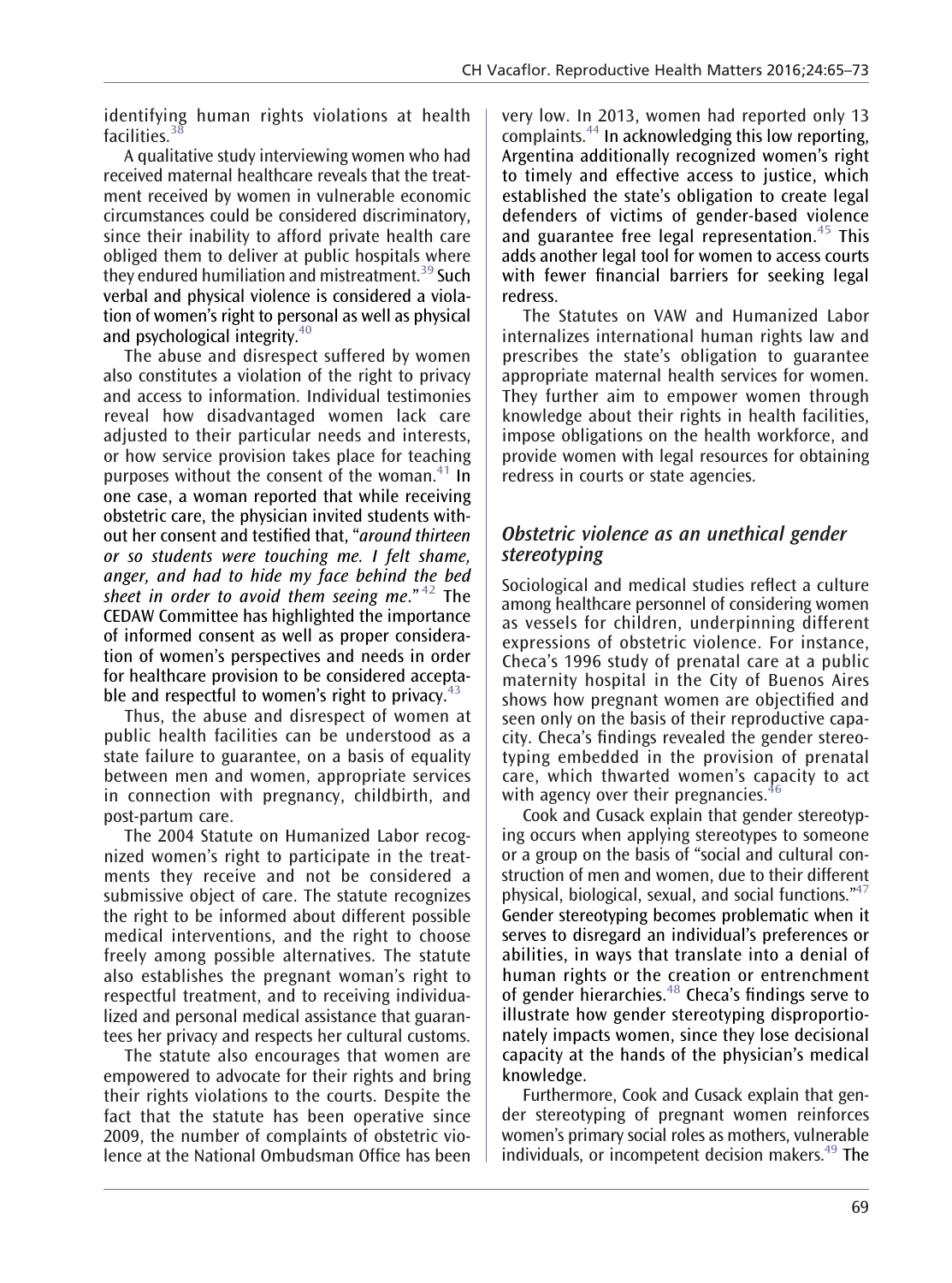identifying human rights violations at health facilities.[38]

A qualitative study interviewing women who had received maternal healthcare reveals that the treatment received by women in vulnerable economic circumstances could be considered discriminatory, since their inability to afford private health care obliged them to deliver at public hospitals where they endured humiliation and mistreatment.[39] Such verbal and physical violence is considered a violation of women's right to personal as well as physical and psychological integrity.[40]

The abuse and disrespect suffered by women also constitutes a violation of the right to privacy and access to information. Individual testimonies reveal how disadvantaged women lack care adjusted to their particular needs and interests, or how service provision takes place for teaching purposes without the consent of the woman.[41] In one case, a woman reported that while receiving obstetric care, the physician invited students without her consent and testified that, "*around thirteen or so students were touching me. I felt shame, anger, and had to hide my face behind the bed sheet in order to avoid them seeing me*."[42] The CEDAW Committee has highlighted the importance of informed consent as well as proper consideration of women's perspectives and needs in order for healthcare provision to be considered acceptable and respectful to women's right to privacy.[43]

Thus, the abuse and disrespect of women at public health facilities can be understood as a state failure to guarantee, on a basis of equality between men and women, appropriate services in connection with pregnancy, childbirth, and post-partum care.

The 2004 Statute on Humanized Labor recognized women's right to participate in the treatments they receive and not be considered a submissive object of care. The statute recognizes the right to be informed about different possible medical interventions, and the right to choose freely among possible alternatives. The statute also establishes the pregnant woman's right to respectful treatment, and to receiving individualized and personal medical assistance that guarantees her privacy and respects her cultural customs.

The statute also encourages that women are empowered to advocate for their rights and bring their rights violations to the courts. Despite the fact that the statute has been operative since 2009, the number of complaints of obstetric violence at the National Ombudsman Office has been very low. In 2013, women had reported only 13 complaints.[44] In acknowledging this low reporting, Argentina additionally recognized women's right to timely and effective access to justice, which established the state's obligation to create legal defenders of victims of gender-based violence and guarantee free legal representation.[45] This adds another legal tool for women to access courts with fewer financial barriers for seeking legal redress.

The Statutes on VAW and Humanized Labor internalizes international human rights law and prescribes the state's obligation to guarantee appropriate maternal health services for women. They further aim to empower women through knowledge about their rights in health facilities, impose obligations on the health workforce, and provide women with legal resources for obtaining redress in courts or state agencies.

## *Obstetric violence as an unethical gender stereotyping*

Sociological and medical studies reflect a culture among healthcare personnel of considering women as vessels for children, underpinning different expressions of obstetric violence. For instance, Checa's 1996 study of prenatal care at a public maternity hospital in the City of Buenos Aires shows how pregnant women are objectified and seen only on the basis of their reproductive capacity. Checa's findings revealed the gender stereotyping embedded in the provision of prenatal care, which thwarted women's capacity to act with agency over their pregnancies.[46]

Cook and Cusack explain that gender stereotyping occurs when applying stereotypes to someone or a group on the basis of "social and cultural construction of men and women, due to their different physical, biological, sexual, and social functions."[47] Gender stereotyping becomes problematic when it serves to disregard an individual's preferences or abilities, in ways that translate into a denial of human rights or the creation or entrenchment of gender hierarchies.[48] Checa's findings serve to illustrate how gender stereotyping disproportionately impacts women, since they lose decisional capacity at the hands of the physician's medical knowledge.

Furthermore, Cook and Cusack explain that gender stereotyping of pregnant women reinforces women's primary social roles as mothers, vulnerable individuals, or incompetent decision makers.[49] The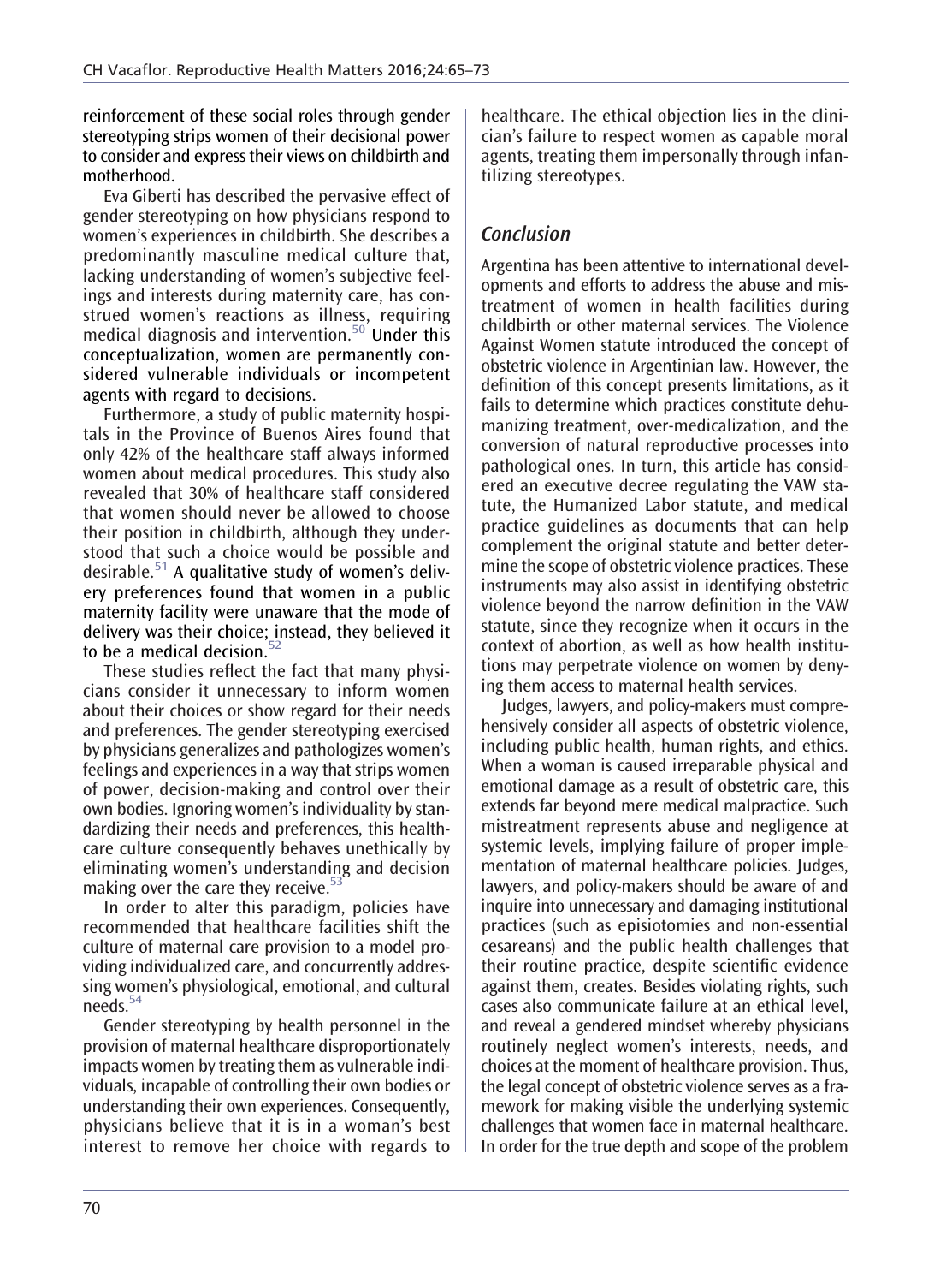reinforcement of these social roles through gender stereotyping strips women of their decisional power to consider and express their views on childbirth and motherhood.

Eva Giberti has described the pervasive effect of gender stereotyping on how physicians respond to women's experiences in childbirth. She describes a predominantly masculine medical culture that, lacking understanding of women's subjective feelings and interests during maternity care, has construed women's reactions as illness, requiring medical diagnosis and intervention.[50] Under this conceptualization, women are permanently considered vulnerable individuals or incompetent agents with regard to decisions.

Furthermore, a study of public maternity hospitals in the Province of Buenos Aires found that only 42% of the healthcare staff always informed women about medical procedures. This study also revealed that 30% of healthcare staff considered that women should never be allowed to choose their position in childbirth, although they understood that such a choice would be possible and desirable.[51] A qualitative study of women's delivery preferences found that women in a public maternity facility were unaware that the mode of delivery was their choice; instead, they believed it to be a medical decision.[52]

These studies reflect the fact that many physicians consider it unnecessary to inform women about their choices or show regard for their needs and preferences. The gender stereotyping exercised by physicians generalizes and pathologizes women's feelings and experiences in a way that strips women of power, decision-making and control over their own bodies. Ignoring women's individuality by standardizing their needs and preferences, this healthcare culture consequently behaves unethically by eliminating women's understanding and decision making over the care they receive.[53]

In order to alter this paradigm, policies have recommended that healthcare facilities shift the culture of maternal care provision to a model providing individualized care, and concurrently addressing women's physiological, emotional, and cultural needs.[54]

Gender stereotyping by health personnel in the provision of maternal healthcare disproportionately impacts women by treating them as vulnerable individuals, incapable of controlling their own bodies or understanding their own experiences. Consequently, physicians believe that it is in a woman's best interest to remove her choice with regards to healthcare. The ethical objection lies in the clinician's failure to respect women as capable moral agents, treating them impersonally through infantilizing stereotypes.

## Conclusion

Argentina has been attentive to international developments and efforts to address the abuse and mistreatment of women in health facilities during childbirth or other maternal services. The Violence Against Women statute introduced the concept of obstetric violence in Argentinian law. However, the definition of this concept presents limitations, as it fails to determine which practices constitute dehumanizing treatment, over-medicalization, and the conversion of natural reproductive processes into pathological ones. In turn, this article has considered an executive decree regulating the VAW statute, the Humanized Labor statute, and medical practice guidelines as documents that can help complement the original statute and better determine the scope of obstetric violence practices. These instruments may also assist in identifying obstetric violence beyond the narrow definition in the VAW statute, since they recognize when it occurs in the context of abortion, as well as how health institutions may perpetrate violence on women by denying them access to maternal health services.

Judges, lawyers, and policy-makers must comprehensively consider all aspects of obstetric violence, including public health, human rights, and ethics. When a woman is caused irreparable physical and emotional damage as a result of obstetric care, this extends far beyond mere medical malpractice. Such mistreatment represents abuse and negligence at systemic levels, implying failure of proper implementation of maternal healthcare policies. Judges, lawyers, and policy-makers should be aware of and inquire into unnecessary and damaging institutional practices (such as episiotomies and non-essential cesareans) and the public health challenges that their routine practice, despite scientific evidence against them, creates. Besides violating rights, such cases also communicate failure at an ethical level, and reveal a gendered mindset whereby physicians routinely neglect women's interests, needs, and choices at the moment of healthcare provision. Thus, the legal concept of obstetric violence serves as a framework for making visible the underlying systemic challenges that women face in maternal healthcare. In order for the true depth and scope of the problem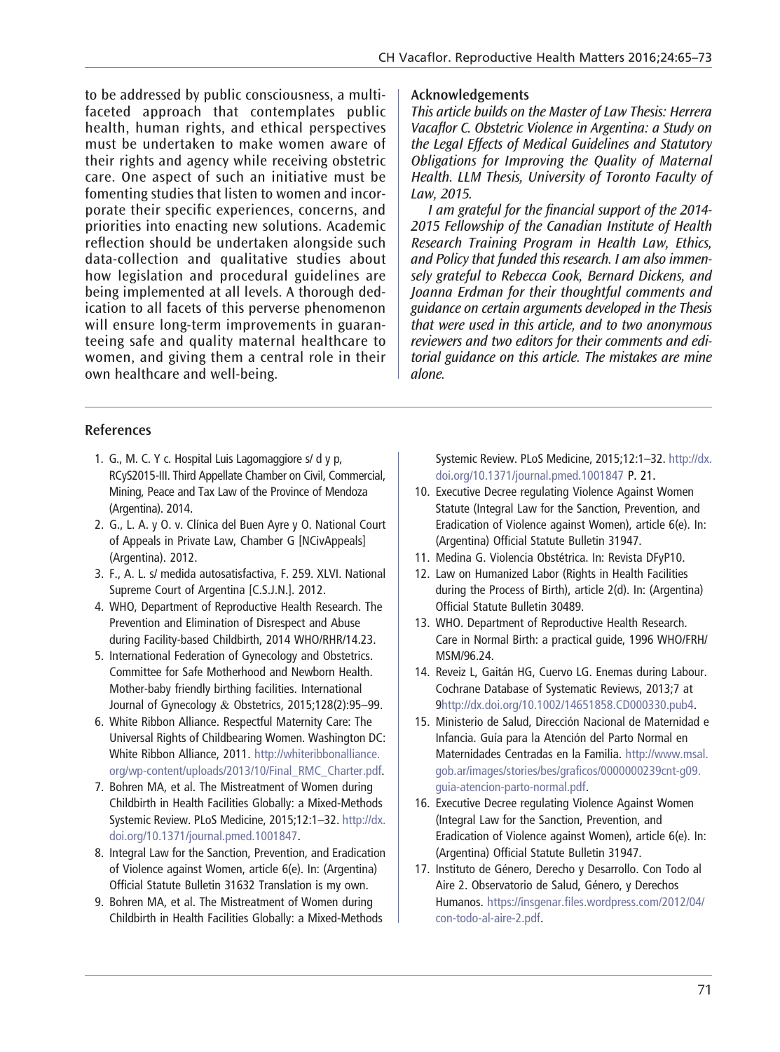to be addressed by public consciousness, a multi-faceted approach that contemplates public health, human rights, and ethical perspectives must be undertaken to make women aware of their rights and agency while receiving obstetric care. One aspect of such an initiative must be fomenting studies that listen to women and incorporate their specific experiences, concerns, and priorities into enacting new solutions. Academic reflection should be undertaken alongside such data-collection and qualitative studies about how legislation and procedural guidelines are being implemented at all levels. A thorough dedication to all facets of this perverse phenomenon will ensure long-term improvements in guaranteeing safe and quality maternal healthcare to women, and giving them a central role in their own healthcare and well-being.

## Acknowledgements

*This article builds on the Master of Law Thesis: Herrera Vacaflor C. Obstetric Violence in Argentina: a Study on the Legal Effects of Medical Guidelines and Statutory Obligations for Improving the Quality of Maternal Health. LLM Thesis, University of Toronto Faculty of Law, 2015.*

*I am grateful for the financial support of the 2014-2015 Fellowship of the Canadian Institute of Health Research Training Program in Health Law, Ethics, and Policy that funded this research. I am also immensely grateful to Rebecca Cook, Bernard Dickens, and Joanna Erdman for their thoughtful comments and guidance on certain arguments developed in the Thesis that were used in this article, and to two anonymous reviewers and two editors for their comments and editorial guidance on this article. The mistakes are mine alone.*

## References

1. G., M. C. Y c. Hospital Luis Lagomaggiore s/ d y p, RCyS2015-III. Third Appellate Chamber on Civil, Commercial, Mining, Peace and Tax Law of the Province of Mendoza (Argentina). 2014.
2. G., L. A. y O. v. Clínica del Buen Ayre y O. National Court of Appeals in Private Law, Chamber G [NCivAppeals] (Argentina). 2012.
3. F., A. L. s/ medida autosatisfactiva, F. 259. XLVI. National Supreme Court of Argentina [C.S.J.N.]. 2012.
4. WHO, Department of Reproductive Health Research. The Prevention and Elimination of Disrespect and Abuse during Facility-based Childbirth, 2014 WHO/RHR/14.23.
5. International Federation of Gynecology and Obstetrics. Committee for Safe Motherhood and Newborn Health. Mother-baby friendly birthing facilities. International Journal of Gynecology & Obstetrics, 2015;128(2):95–99.
6. White Ribbon Alliance. Respectful Maternity Care: The Universal Rights of Childbearing Women. Washington DC: White Ribbon Alliance, 2011. http://whiteribbonalliance.org/wp-content/uploads/2013/10/Final_RMC_Charter.pdf.
7. Bohren MA, et al. The Mistreatment of Women during Childbirth in Health Facilities Globally: a Mixed-Methods Systemic Review. PLoS Medicine, 2015;12:1–32. http://dx.doi.org/10.1371/journal.pmed.1001847.
8. Integral Law for the Sanction, Prevention, and Eradication of Violence against Women. In: (Argentina) Official Statute Bulletin 31632 Translation is my own.
9. Bohren MA, et al. The Mistreatment of Women during Childbirth in Health Facilities Globally: a Mixed-Methods Systemic Review. PLoS Medicine, 2015;12:1–32. http://dx.doi.org/10.1371/journal.pmed.1001847 P. 21.
10. Executive Decree regulating Violence Against Women Statute (Integral Law for the Sanction, Prevention, and Eradication of Violence against Women), article 6(e). In: (Argentina) Official Statute Bulletin 31947.
11. Medina G. Violencia Obstétrica. In: Revista DFyP10.
12. Law on Humanized Labor (Rights in Health Facilities during the Process of Birth), article 2(d). In: (Argentina) Official Statute Bulletin 30489.
13. WHO. Department of Reproductive Health Research. Care in Normal Birth: a practical guide, 1996 WHO/FRH/MSM/96.24.
14. Reveiz L, Gaitán HG, Cuervo LG. Enemas during Labour. Cochrane Database of Systematic Reviews, 2013;7 at 9http://dx.doi.org/10.1002/14651858.CD000330.pub4.
15. Ministerio de Salud, Dirección Nacional de Maternidad e Infancia. Guía para la Atención del Parto Normal en Maternidades Centradas en la Familia. http://www.msal.gob.ar/images/stories/bes/graficos/0000000239cnt-g09.guia-atencion-parto-normal.pdf.
16. Executive Decree regulating Violence Against Women (Integral Law for the Sanction, Prevention, and Eradication of Violence against Women), article 6(e). In: (Argentina) Official Statute Bulletin 31947.
17. Instituto de Género, Derecho y Desarrollo. Con Todo al Aire 2. Observatorio de Salud, Género, y Derechos Humanos. https://insgenar.files.wordpress.com/2012/04/con-todo-al-aire-2.pdf.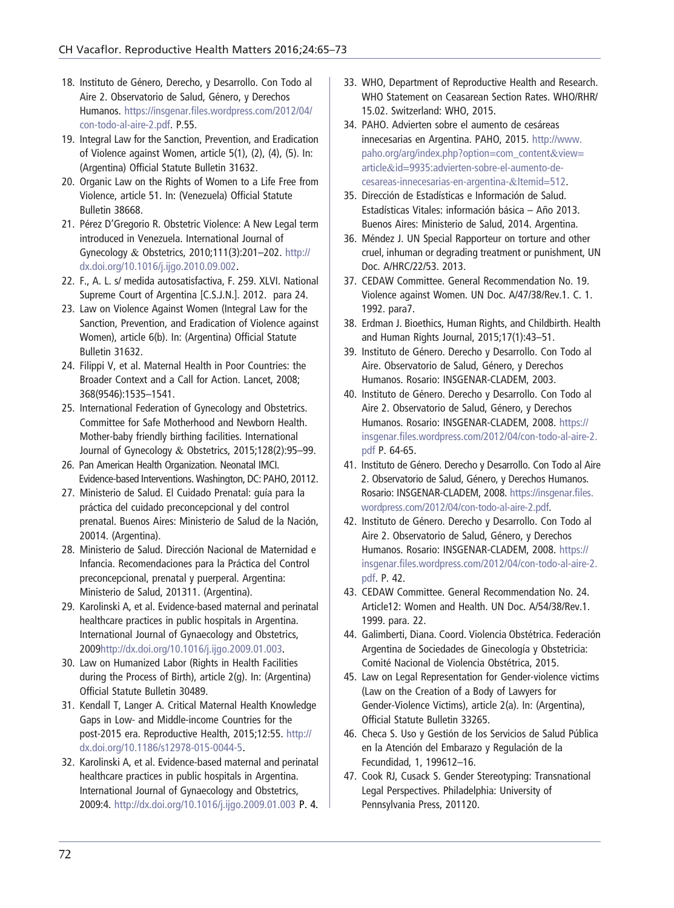18. Instituto de Género, Derecho, y Desarrollo. Con Todo al Aire 2. Observatorio de Salud, Género, y Derechos Humanos. https://insgenar.files.wordpress.com/2012/04/con-todo-al-aire-2.pdf. P.55.
19. Integral Law for the Sanction, Prevention, and Eradication of Violence against Women, article 5(1), (2), (4), (5). In: (Argentina) Official Statute Bulletin 31632.
20. Organic Law on the Rights of Women to a Life Free from Violence, article 51. In: (Venezuela) Official Statute Bulletin 38668.
21. Pérez D'Gregorio R. Obstetric Violence: A New Legal term introduced in Venezuela. International Journal of Gynecology & Obstetrics, 2010;111(3):201–202. http://dx.doi.org/10.1016/j.ijgo.2010.09.002.
22. F., A. L. s/ medida autosatisfactiva, F. 259. XLVI. National Supreme Court of Argentina [C.S.J.N.]. 2012. para 24.
23. Law on Violence Against Women (Integral Law for the Sanction, Prevention, and Eradication of Violence against Women), article 6(b). In: (Argentina) Official Statute Bulletin 31632.
24. Filippi V, et al. Maternal Health in Poor Countries: the Broader Context and a Call for Action. Lancet, 2008; 368(9546):1535–1541.
25. International Federation of Gynecology and Obstetrics. Committee for Safe Motherhood and Newborn Health. Mother-baby friendly birthing facilities. International Journal of Gynecology & Obstetrics, 2015;128(2):95–99.
26. Pan American Health Organization. Neonatal IMCI. Evidence-based Interventions. Washington, DC: PAHO, 20112.
27. Ministerio de Salud. El Cuidado Prenatal: guía para la práctica del cuidado preconcepcional y del control prenatal. Buenos Aires: Ministerio de Salud de la Nación, 20014. (Argentina).
28. Ministerio de Salud. Dirección Nacional de Maternidad e Infancia. Recomendaciones para la Práctica del Control preconcepcional, prenatal y puerperal. Argentina: Ministerio de Salud, 201311. (Argentina).
29. Karolinski A, et al. Evidence-based maternal and perinatal healthcare practices in public hospitals in Argentina. International Journal of Gynaecology and Obstetrics, 2009http://dx.doi.org/10.1016/j.ijgo.2009.01.003.
30. Law on Humanized Labor (Rights in Health Facilities during the Process of Birth), article 2(g). In: (Argentina) Official Statute Bulletin 30489.
31. Kendall T, Langer A. Critical Maternal Health Knowledge Gaps in Low- and Middle-income Countries for the post-2015 era. Reproductive Health, 2015;12:55. http://dx.doi.org/10.1186/s12978-015-0044-5.
32. Karolinski A, et al. Evidence-based maternal and perinatal healthcare practices in public hospitals in Argentina. International Journal of Gynaecology and Obstetrics, 2009:4. http://dx.doi.org/10.1016/j.ijgo.2009.01.003 P. 4.
33. WHO, Department of Reproductive Health and Research. WHO Statement on Ceasarean Section Rates. WHO/RHR/15.02. Switzerland: WHO, 2015.
34. PAHO. Advierten sobre el aumento de cesáreas innecesarias en Argentina. PAHO, 2015. http://www.paho.org/arg/index.php?option=com_content&view=article&id=9935:advierten-sobre-el-aumento-de-cesareas-innecesarias-en-argentina-&Itemid=512.
35. Dirección de Estadísticas e Información de Salud. Estadísticas Vitales: información básica – Año 2013. Buenos Aires: Ministerio de Salud, 2014. Argentina.
36. Méndez J. UN Special Rapporteur on torture and other cruel, inhuman or degrading treatment or punishment, UN Doc. A/HRC/22/53. 2013.
37. CEDAW Committee. General Recommendation No. 19. Violence against Women. UN Doc. A/47/38/Rev.1. C. 1. 1992. para7.
38. Erdman J. Bioethics, Human Rights, and Childbirth. Health and Human Rights Journal, 2015;17(1):43–51.
39. Instituto de Género. Derecho y Desarrollo. Con Todo al Aire. Observatorio de Salud, Género, y Derechos Humanos. Rosario: INSGENAR-CLADEM, 2003.
40. Instituto de Género. Derecho y Desarrollo. Con Todo al Aire 2. Observatorio de Salud, Género, y Derechos Humanos. Rosario: INSGENAR-CLADEM, 2008. https://insgenar.files.wordpress.com/2012/04/con-todo-al-aire-2.pdf P. 64-65.
41. Instituto de Género. Derecho y Desarrollo. Con Todo al Aire 2. Observatorio de Salud, Género, y Derechos Humanos. Rosario: INSGENAR-CLADEM, 2008. https://insgenar.files.wordpress.com/2012/04/con-todo-al-aire-2.pdf.
42. Instituto de Género. Derecho y Desarrollo. Con Todo al Aire 2. Observatorio de Salud, Género, y Derechos Humanos. Rosario: INSGENAR-CLADEM, 2008. https://insgenar.files.wordpress.com/2012/04/con-todo-al-aire-2.pdf. P. 42.
43. CEDAW Committee. General Recommendation No. 24. Article12: Women and Health. UN Doc. A/54/38/Rev.1. 1999. para. 22.
44. Galimberti, Diana. Coord. Violencia Obstétrica. Federación Argentina de Sociedades de Ginecología y Obstetricia: Comité Nacional de Violencia Obstétrica, 2015.
45. Law on Legal Representation for Gender-violence victims (Law on the Creation of a Body of Lawyers for Gender-Violence Victims), article 2(a). In: (Argentina), Official Statute Bulletin 33265.
46. Checa S. Uso y Gestión de los Servicios de Salud Pública en la Atención del Embarazo y Regulación de la Fecundidad, 1, 199612–16.
47. Cook RJ, Cusack S. Gender Stereotyping: Transnational Legal Perspectives. Philadelphia: University of Pennsylvania Press, 201120.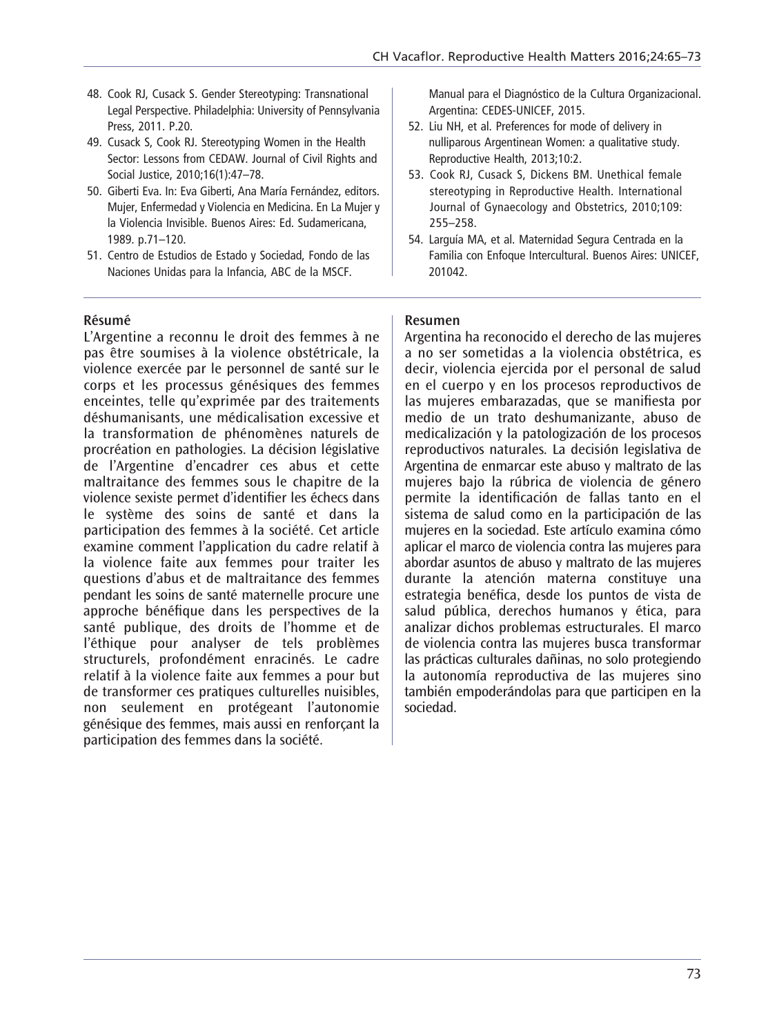48. Cook RJ, Cusack S. Gender Stereotyping: Transnational Legal Perspective. Philadelphia: University of Pennsylvania Press, 2011. P.20.
49. Cusack S, Cook RJ. Stereotyping Women in the Health Sector: Lessons from CEDAW. Journal of Civil Rights and Social Justice, 2010;16(1):47–78.
50. Giberti Eva. In: Eva Giberti, Ana María Fernández, editors. Mujer, Enfermedad y Violencia en Medicina. En La Mujer y la Violencia Invisible. Buenos Aires: Ed. Sudamericana, 1989. p.71–120.
51. Centro de Estudios de Estado y Sociedad, Fondo de las Naciones Unidas para la Infancia, ABC de la MSCF. Manual para el Diagnóstico de la Cultura Organizacional. Argentina: CEDES-UNICEF, 2015.
52. Liu NH, et al. Preferences for mode of delivery in nulliparous Argentinean Women: a qualitative study. Reproductive Health, 2013;10:2.
53. Cook RJ, Cusack S, Dickens BM. Unethical female stereotyping in Reproductive Health. International Journal of Gynaecology and Obstetrics, 2010;109: 255–258.
54. Larguía MA, et al. Maternidad Segura Centrada en la Familia con Enfoque Intercultural. Buenos Aires: UNICEF, 201042.

### Résumé

L'Argentine a reconnu le droit des femmes à ne pas être soumises à la violence obstétricale, la violence exercée par le personnel de santé sur le corps et les processus génésiques des femmes enceintes, telle qu'exprimée par des traitements déshumanisants, une médicalisation excessive et la transformation de phénomènes naturels de procréation en pathologies. La décision législative de l'Argentine d'encadrer ces abus et cette maltraitance des femmes sous le chapitre de la violence sexiste permet d'identifier les échecs dans le système des soins de santé et dans la participation des femmes à la société. Cet article examine comment l'application du cadre relatif à la violence faite aux femmes pour traiter les questions d'abus et de maltraitance des femmes pendant les soins de santé maternelle procure une approche bénéfique dans les perspectives de la santé publique, des droits de l'homme et de l'éthique pour analyser de tels problèmes structurels, profondément enracinés. Le cadre relatif à la violence faite aux femmes a pour but de transformer ces pratiques culturelles nuisibles, non seulement en protégeant l'autonomie génésique des femmes, mais aussi en renforçant la participation des femmes dans la société.

### Resumen

Argentina ha reconocido el derecho de las mujeres a no ser sometidas a la violencia obstétrica, es decir, violencia ejercida por el personal de salud en el cuerpo y en los procesos reproductivos de las mujeres embarazadas, que se manifiesta por medio de un trato deshumanizante, abuso de medicalización y la patologización de los procesos reproductivos naturales. La decisión legislativa de Argentina de enmarcar este abuso y maltrato de las mujeres bajo la rúbrica de violencia de género permite la identificación de fallas tanto en el sistema de salud como en la participación de las mujeres en la sociedad. Este artículo examina cómo aplicar el marco de violencia contra las mujeres para abordar asuntos de abuso y maltrato de las mujeres durante la atención materna constituye una estrategia benéfica, desde los puntos de vista de salud pública, derechos humanos y ética, para analizar dichos problemas estructurales. El marco de violencia contra las mujeres busca transformar las prácticas culturales dañinas, no solo protegiendo la autonomía reproductiva de las mujeres sino también empoderándolas para que participen en la sociedad.